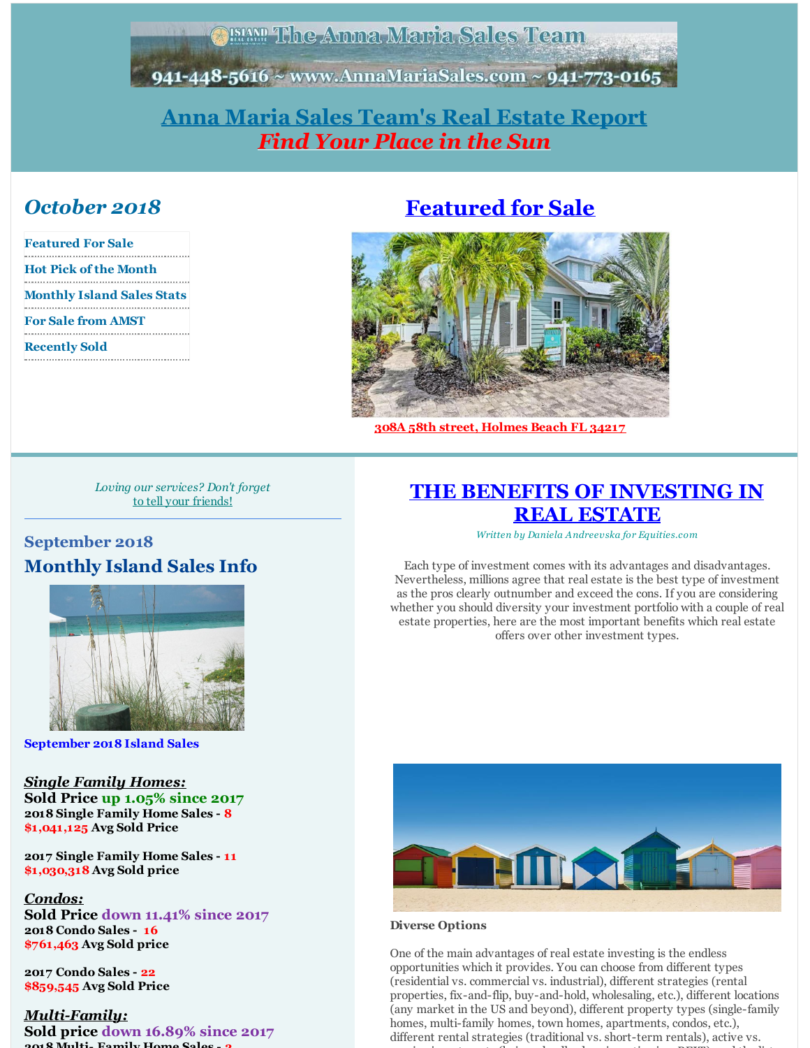The Anna Maria Sales Team
941-448-5616 ~ www.AnnaMariaSales.com ~ 941-773-0165

# Anna Maria Sales Team's Real Estate Report

## *Find Your Place in the Sun*

## *October 2018*

- Featured For Sale
- Hot Pick of the Month
- Monthly Island Sales Stats
- For Sale from AMST
- Recently Sold

## Featured for Sale

**308A 58th street, Holmes Beach FL 34217**

*Loving our services? Don't forget to tell your friends!*

### September 2018

## Monthly Island Sales Info

**September 2018 Island Sales**

***Single Family Homes:***

**Sold Price up 1.05% since 2017**

**2018 Single Family Home Sales - 8**
**$1,041,125 Avg Sold Price**

**2017 Single Family Home Sales - 11**
**$1,030,318 Avg Sold price**

***Condos:***

**Sold Price down 11.41% since 2017**

**2018 Condo Sales - 16**
**$761,463 Avg Sold price**

**2017 Condo Sales - 22**
**$859,545 Avg Sold Price**

***Multi-Family:***

**Sold price down 16.89% since 2017**

**2018 Multi- Family Home Sales - 3**

## THE BENEFITS OF INVESTING IN REAL ESTATE

*Written by Daniela Andreevska for Equities.com*

Each type of investment comes with its advantages and disadvantages. Nevertheless, millions agree that real estate is the best type of investment as the pros clearly outnumber and exceed the cons. If you are considering whether you should diversity your investment portfolio with a couple of real estate properties, here are the most important benefits which real estate offers over other investment types.

**Diverse Options**

One of the main advantages of real estate investing is the endless opportunities which it provides. You can choose from different types (residential vs. commercial vs. industrial), different strategies (rental properties, fix-and-flip, buy-and-hold, wholesaling, etc.), different locations (any market in the US and beyond), different property types (single-family homes, multi-family homes, town homes, apartments, condos, etc.), different rental strategies (traditional vs. short-term rentals), active vs.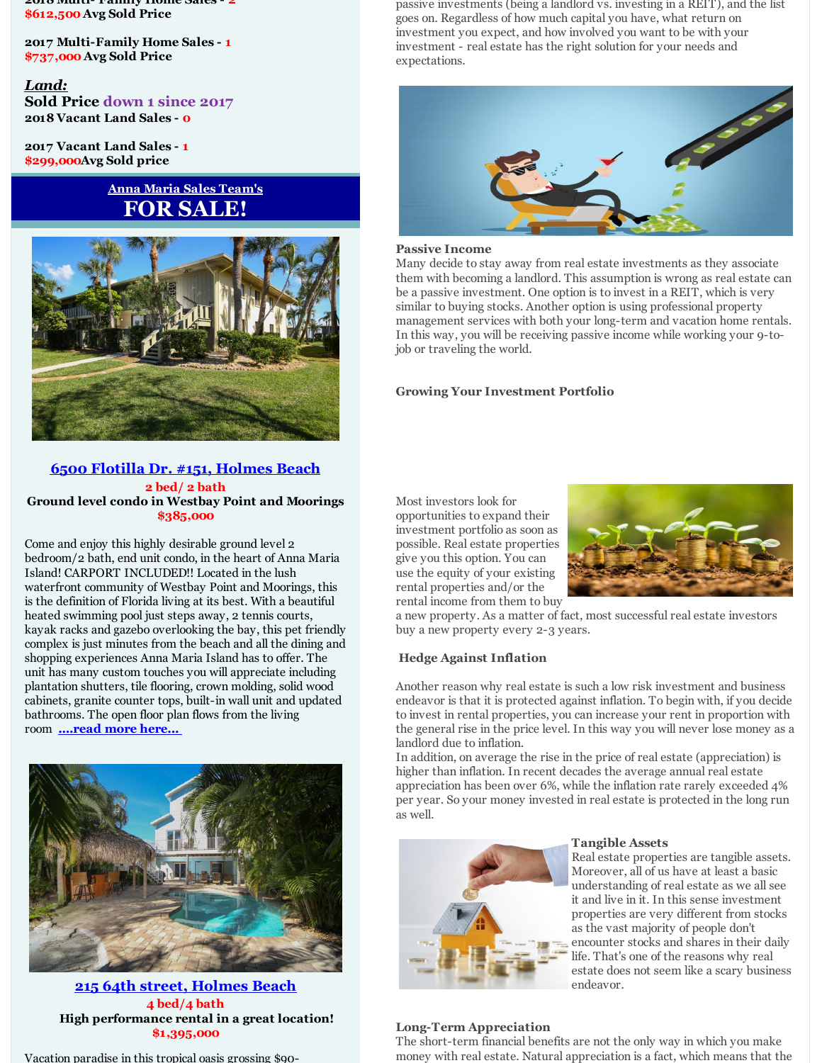2018 Multi- Family Home Sales - 2
$612,500 Avg Sold Price

2017 Multi-Family Home Sales - 1
$737,000 Avg Sold Price

***Land:***
**Sold Price down 1 since 2017**
**2018 Vacant Land Sales - 0**

**2017 Vacant Land Sales - 1**
**$299,000 Avg Sold price**

## Anna Maria Sales Team's
# FOR SALE!

### 6500 Flotilla Dr. #151, Holmes Beach

**2 bed/ 2 bath**
**Ground level condo in Westbay Point and Moorings**
**$385,000**

Come and enjoy this highly desirable ground level 2 bedroom/2 bath, end unit condo, in the heart of Anna Maria Island! CARPORT INCLUDED!! Located in the lush waterfront community of Westbay Point and Moorings, this is the definition of Florida living at its best. With a beautiful heated swimming pool just steps away, 2 tennis courts, kayak racks and gazebo overlooking the bay, this pet friendly complex is just minutes from the beach and all the dining and shopping experiences Anna Maria Island has to offer. The unit has many custom touches you will appreciate including plantation shutters, tile flooring, crown molding, solid wood cabinets, granite counter tops, built-in wall unit and updated bathrooms. The open floor plan flows from the living room **....read more here...**

### 215 64th street, Holmes Beach

**4 bed/4 bath**
**High performance rental in a great location!**
**$1,395,000**

Vacation paradise in this tropical oasis grossing $90-

passive investments (being a landlord vs. investing in a REIT), and the list goes on. Regardless of how much capital you have, what return on investment you expect, and how involved you want to be with your investment - real estate has the right solution for your needs and expectations.

**Passive Income**
Many decide to stay away from real estate investments as they associate them with becoming a landlord. This assumption is wrong as real estate can be a passive investment. One option is to invest in a REIT, which is very similar to buying stocks. Another option is using professional property management services with both your long-term and vacation home rentals. In this way, you will be receiving passive income while working your 9-to-job or traveling the world.

**Growing Your Investment Portfolio**

Most investors look for opportunities to expand their investment portfolio as soon as possible. Real estate properties give you this option. You can use the equity of your existing rental properties and/or the rental income from them to buy a new property. As a matter of fact, most successful real estate investors buy a new property every 2-3 years.

**Hedge Against Inflation**

Another reason why real estate is such a low risk investment and business endeavor is that it is protected against inflation. To begin with, if you decide to invest in rental properties, you can increase your rent in proportion with the general rise in the price level. In this way you will never lose money as a landlord due to inflation.
In addition, on average the rise in the price of real estate (appreciation) is higher than inflation. In recent decades the average annual real estate appreciation has been over 6%, while the inflation rate rarely exceeded 4% per year. So your money invested in real estate is protected in the long run as well.

**Tangible Assets**
Real estate properties are tangible assets. Moreover, all of us have at least a basic understanding of real estate as we all see it and live in it. In this sense investment properties are very different from stocks as the vast majority of people don't encounter stocks and shares in their daily life. That's one of the reasons why real estate does not seem like a scary business endeavor.

**Long-Term Appreciation**
The short-term financial benefits are not the only way in which you make money with real estate. Natural appreciation is a fact, which means that the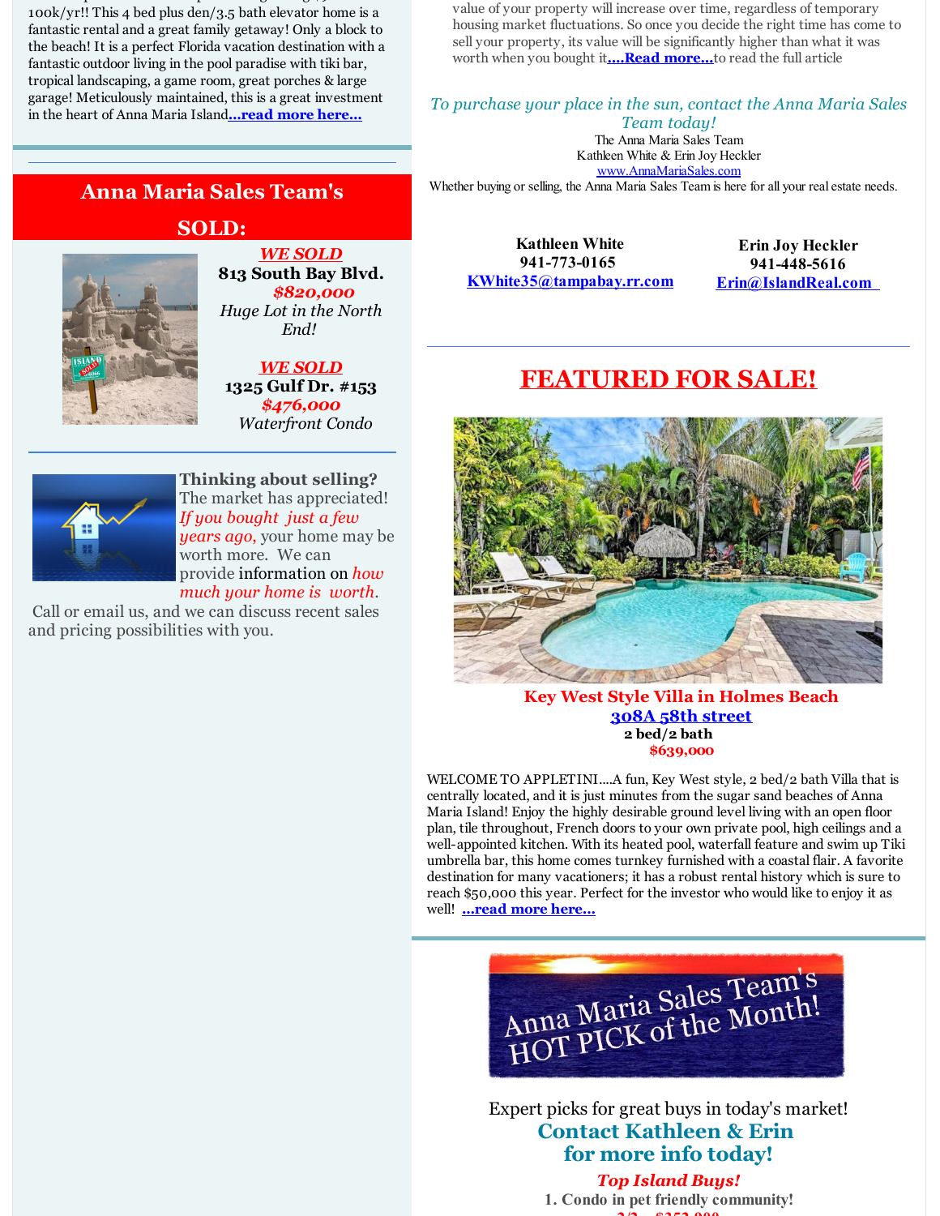100k/yr!! This 4 bed plus den/3.5 bath elevator home is a fantastic rental and a great family getaway! Only a block to the beach! It is a perfect Florida vacation destination with a fantastic outdoor living in the pool paradise with tiki bar, tropical landscaping, a game room, great porches & large garage! Meticulously maintained, this is a great investment in the heart of Anna Maria Island**...read more here...**

## Anna Maria Sales Team's SOLD:

***WE SOLD***
**813 South Bay Blvd.**
***$820,000***
*Huge Lot in the North End!*

***WE SOLD***
**1325 Gulf Dr. #153**
***$476,000***
*Waterfront Condo*

**Thinking about selling?** The market has appreciated! *If you bought just a few years ago,* your home may be worth more. We can provide information on *how much your home is worth.* Call or email us, and we can discuss recent sales and pricing possibilities with you.

value of your property will increase over time, regardless of temporary housing market fluctuations. So once you decide the right time has come to sell your property, its value will be significantly higher than what it was worth when you bought it**....Read more...**to read the full article

*To purchase your place in the sun, contact the Anna Maria Sales Team today!*

The Anna Maria Sales Team
Kathleen White & Erin Joy Heckler
www.AnnaMariaSales.com
Whether buying or selling, the Anna Maria Sales Team is here for all your real estate needs.

**Kathleen White**
**941-773-0165**
**KWhite35@tampabay.rr.com**

**Erin Joy Heckler**
**941-448-5616**
**Erin@IslandReal.com**

## FEATURED FOR SALE!

**Key West Style Villa in Holmes Beach**
**308A 58th street**
**2 bed/2 bath**
**$639,000**

WELCOME TO APPLETINI....A fun, Key West style, 2 bed/2 bath Villa that is centrally located, and it is just minutes from the sugar sand beaches of Anna Maria Island! Enjoy the highly desirable ground level living with an open floor plan, tile throughout, French doors to your own private pool, high ceilings and a well-appointed kitchen. With its heated pool, waterfall feature and swim up Tiki umbrella bar, this home comes turnkey furnished with a coastal flair. A favorite destination for many vacationers; it has a robust rental history which is sure to reach $50,000 this year. Perfect for the investor who would like to enjoy it as well! **...read more here...**

Anna Maria Sales Team's HOT PICK of the Month!

Expert picks for great buys in today's market!

**Contact Kathleen & Erin for more info today!**

***Top Island Buys!***

**1. Condo in pet friendly community!**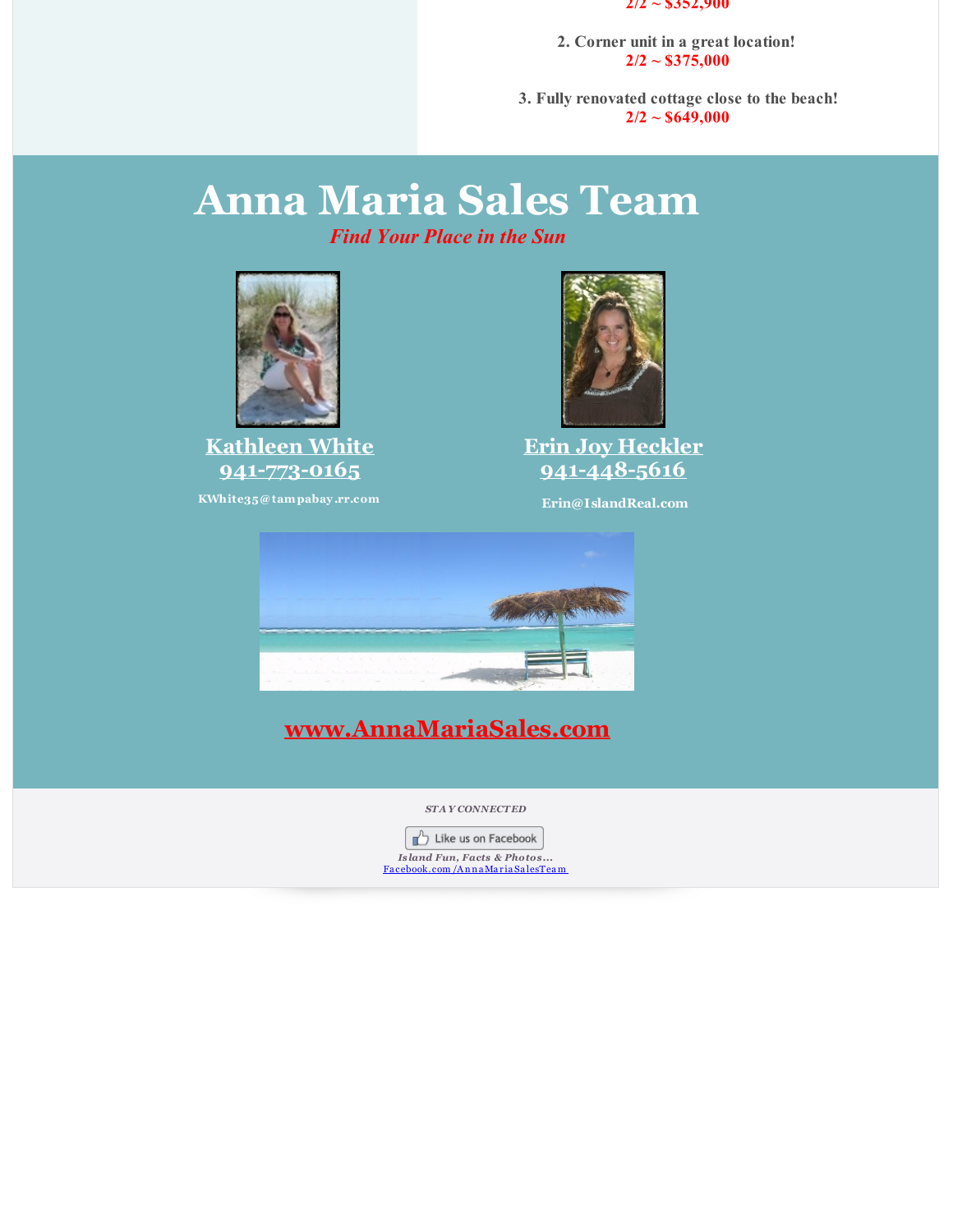**2/2 ~ $352,900**

**2. Corner unit in a great location!**
**2/2 ~ $375,000**

**3. Fully renovated cottage close to the beach!**
**2/2 ~ $649,000**

# Anna Maria Sales Team

***Find Your Place in the Sun***

**Kathleen White**
**941-773-0165**
**KWhite35@tampabay.rr.com**

**Erin Joy Heckler**
**941-448-5616**
**Erin@IslandReal.com**

**www.AnnaMariaSales.com**

***STAY CONNECTED***

Like us on Facebook

***Island Fun, Facts & Photos...***
Facebook.com/AnnaMariaSalesTeam